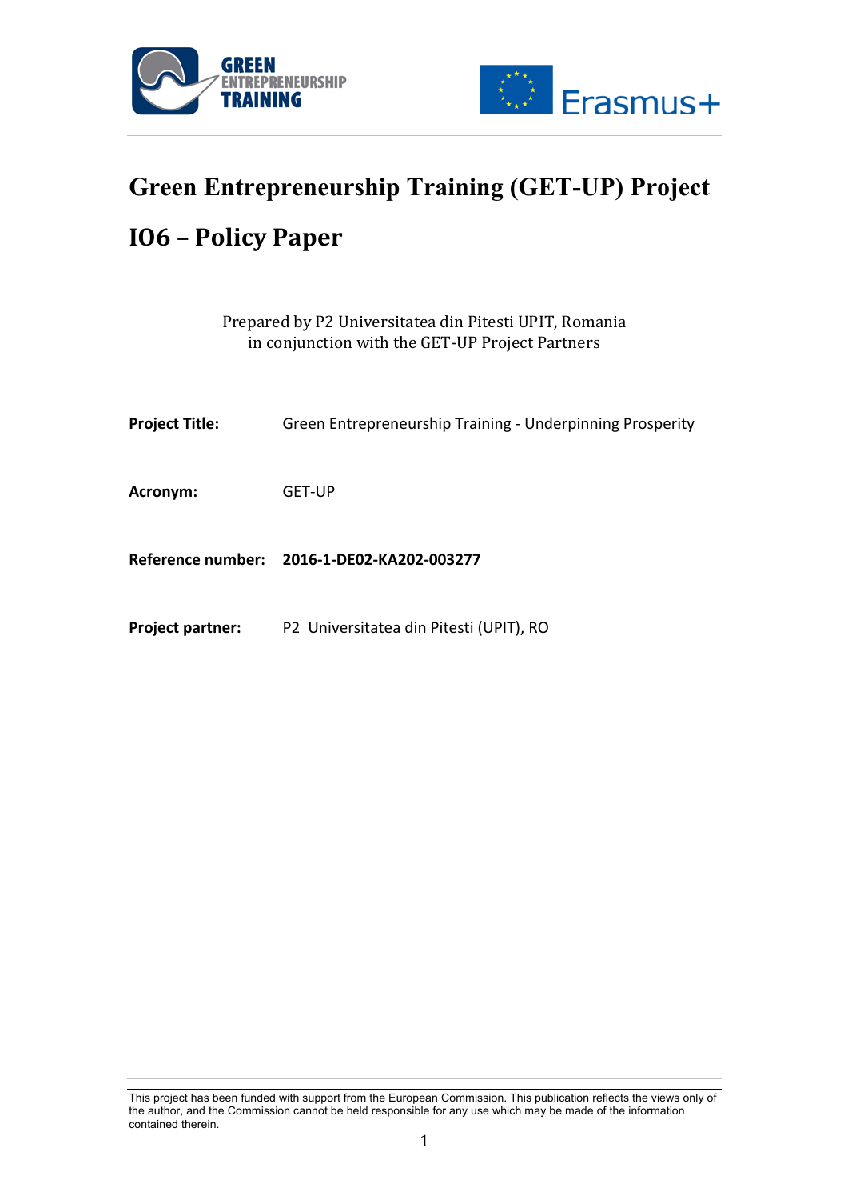# Green Entrepreneurship Training (GET-UP) Project

# IO6 – Policy Paper

Prepared by P2 Universitatea din Pitesti UPIT, Romania
in conjunction with the GET-UP Project Partners

**Project Title:** Green Entrepreneurship Training - Underpinning Prosperity

**Acronym:** GET-UP

**Reference number:** **2016-1-DE02-KA202-003277**

**Project partner:** P2 Universitatea din Pitesti (UPIT), RO

This project has been funded with support from the European Commission. This publication reflects the views only of the author, and the Commission cannot be held responsible for any use which may be made of the information contained therein.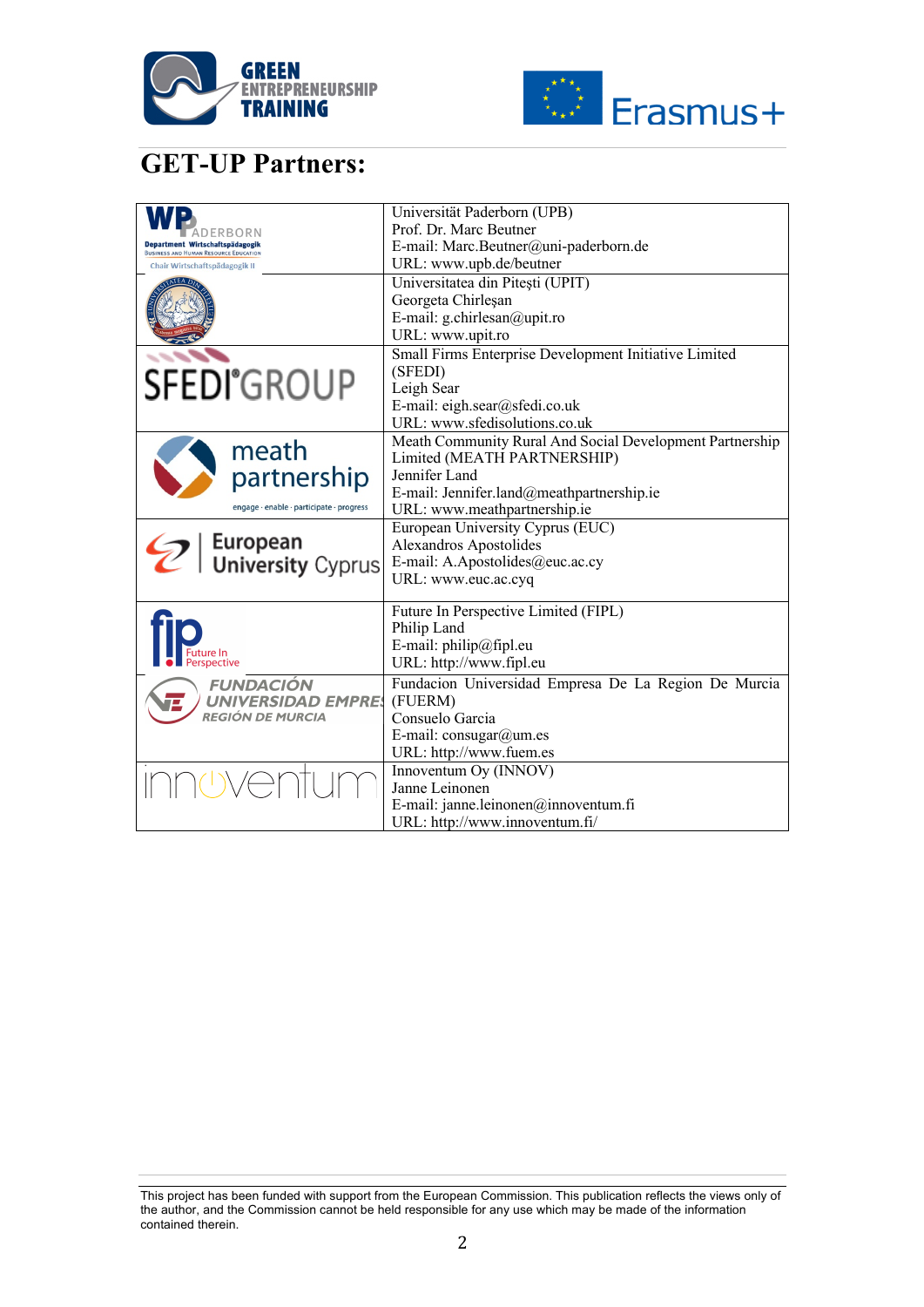# GET-UP Partners:

| | |
|---|---|
| | Universität Paderborn (UPB)<br>Prof. Dr. Marc Beutner<br>E-mail: Marc.Beutner@uni-paderborn.de<br>URL: www.upb.de/beutner |
| | Universitatea din Piteşti (UPIT)<br>Georgeta Chirleşan<br>E-mail: g.chirlesan@upit.ro<br>URL: www.upit.ro |
| | Small Firms Enterprise Development Initiative Limited (SFEDI)<br>Leigh Sear<br>E-mail: eigh.sear@sfedi.co.uk<br>URL: www.sfedisolutions.co.uk |
| | Meath Community Rural And Social Development Partnership Limited (MEATH PARTNERSHIP)<br>Jennifer Land<br>E-mail: Jennifer.land@meathpartnership.ie<br>URL: www.meathpartnership.ie |
| | European University Cyprus (EUC)<br>Alexandros Apostolides<br>E-mail: A.Apostolides@euc.ac.cy<br>URL: www.euc.ac.cyq |
| | Future In Perspective Limited (FIPL)<br>Philip Land<br>E-mail: philip@fipl.eu<br>URL: http://www.fipl.eu |
| | Fundacion Universidad Empresa De La Region De Murcia (FUERM)<br>Consuelo Garcia<br>E-mail: consugar@um.es<br>URL: http://www.fuem.es |
| | Innoventum Oy (INNOV)<br>Janne Leinonen<br>E-mail: janne.leinonen@innoventum.fi<br>URL: http://www.innoventum.fi/ |

This project has been funded with support from the European Commission. This publication reflects the views only of the author, and the Commission cannot be held responsible for any use which may be made of the information contained therein.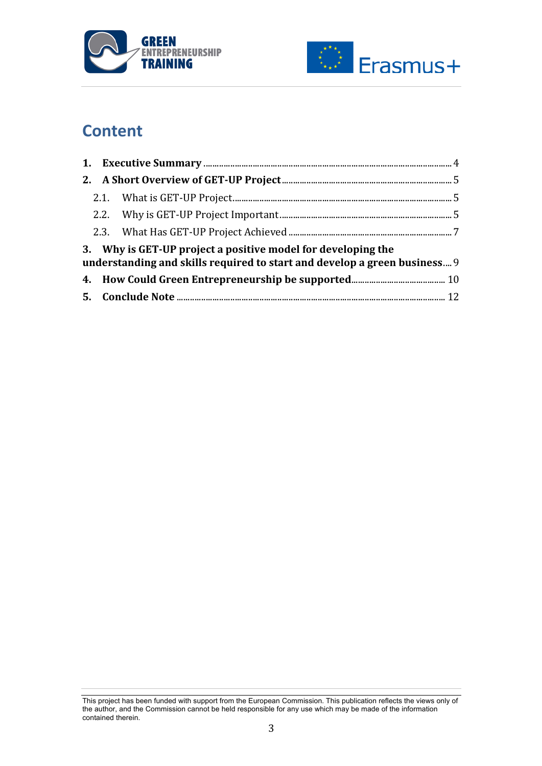# Content

1. **Executive Summary** ........................................................................................................ 4
2. **A Short Overview of GET-UP Project** ........................................................................ 5
   - 2.1. What is GET-UP Project ............................................................................................ 5
   - 2.2. Why is GET-UP Project Important ........................................................................... 5
   - 2.3. What Has GET-UP Project Achieved ....................................................................... 7
3. **Why is GET-UP project a positive model for developing the understanding and skills required to start and develop a green business** .... 9
4. **How Could Green Entrepreneurship be supported** ................................................ 10
5. **Conclude Note** ............................................................................................................ 12

This project has been funded with support from the European Commission. This publication reflects the views only of the author, and the Commission cannot be held responsible for any use which may be made of the information contained therein.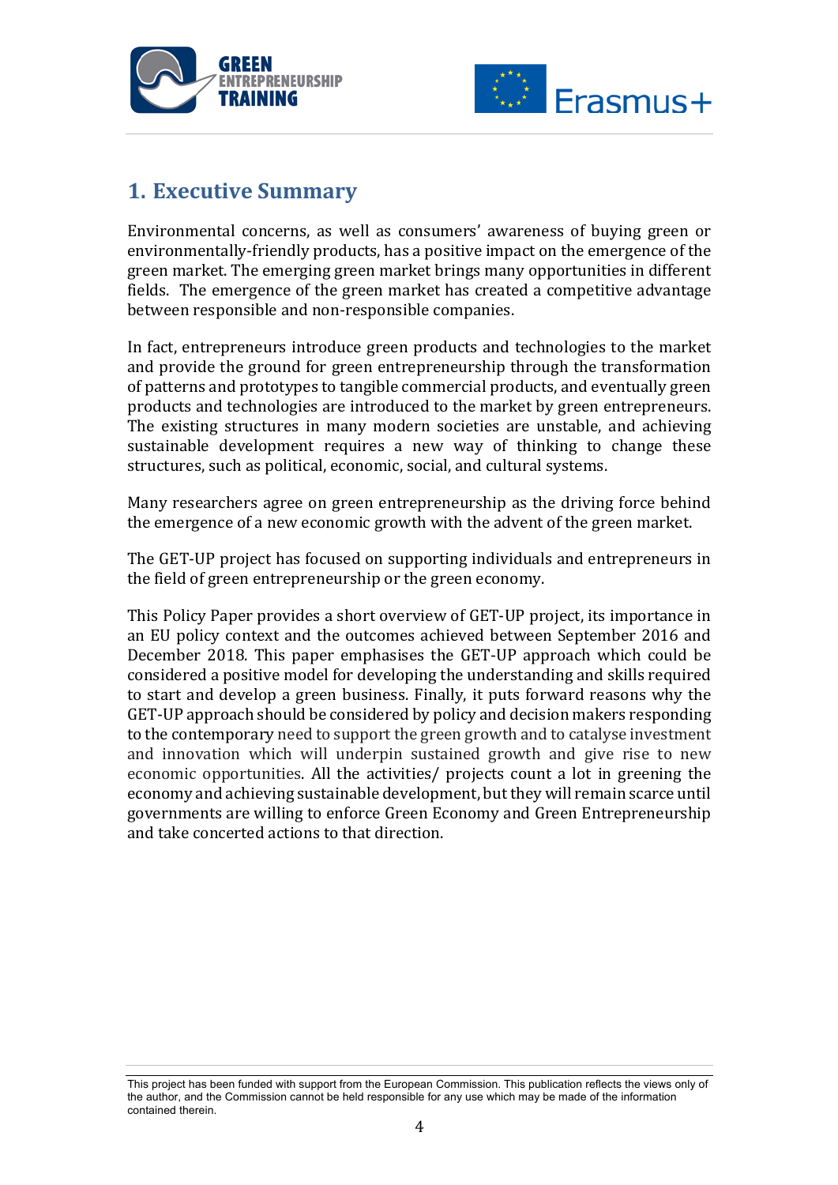## 1. Executive Summary

Environmental concerns, as well as consumers' awareness of buying green or environmentally-friendly products, has a positive impact on the emergence of the green market. The emerging green market brings many opportunities in different fields. The emergence of the green market has created a competitive advantage between responsible and non-responsible companies.

In fact, entrepreneurs introduce green products and technologies to the market and provide the ground for green entrepreneurship through the transformation of patterns and prototypes to tangible commercial products, and eventually green products and technologies are introduced to the market by green entrepreneurs. The existing structures in many modern societies are unstable, and achieving sustainable development requires a new way of thinking to change these structures, such as political, economic, social, and cultural systems.

Many researchers agree on green entrepreneurship as the driving force behind the emergence of a new economic growth with the advent of the green market.

The GET-UP project has focused on supporting individuals and entrepreneurs in the field of green entrepreneurship or the green economy.

This Policy Paper provides a short overview of GET-UP project, its importance in an EU policy context and the outcomes achieved between September 2016 and December 2018. This paper emphasises the GET-UP approach which could be considered a positive model for developing the understanding and skills required to start and develop a green business. Finally, it puts forward reasons why the GET-UP approach should be considered by policy and decision makers responding to the contemporary need to support the green growth and to catalyse investment and innovation which will underpin sustained growth and give rise to new economic opportunities. All the activities/ projects count a lot in greening the economy and achieving sustainable development, but they will remain scarce until governments are willing to enforce Green Economy and Green Entrepreneurship and take concerted actions to that direction.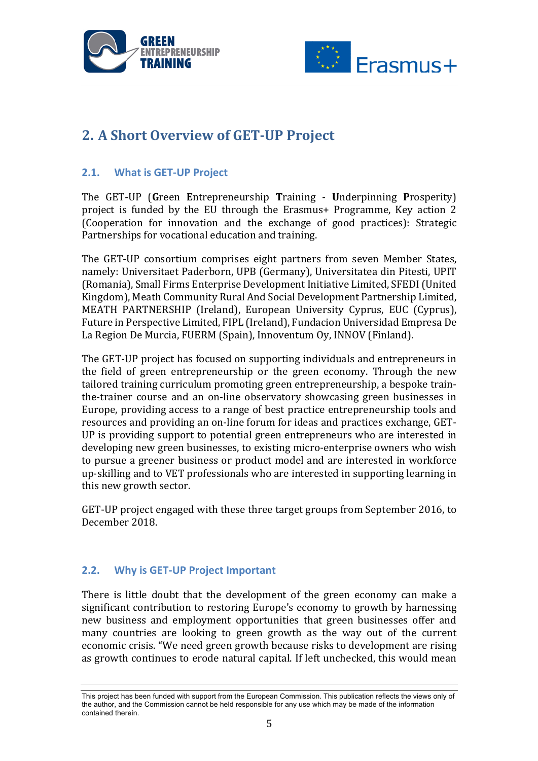## 2. A Short Overview of GET-UP Project

### 2.1. What is GET-UP Project

The GET-UP (**G**reen **E**ntrepreneurship **T**raining - **U**nderpinning **P**rosperity) project is funded by the EU through the Erasmus+ Programme, Key action 2 (Cooperation for innovation and the exchange of good practices): Strategic Partnerships for vocational education and training.

The GET-UP consortium comprises eight partners from seven Member States, namely: Universitaet Paderborn, UPB (Germany), Universitatea din Pitesti, UPIT (Romania), Small Firms Enterprise Development Initiative Limited, SFEDI (United Kingdom), Meath Community Rural And Social Development Partnership Limited, MEATH PARTNERSHIP (Ireland), European University Cyprus, EUC (Cyprus), Future in Perspective Limited, FIPL (Ireland), Fundacion Universidad Empresa De La Region De Murcia, FUERM (Spain), Innoventum Oy, INNOV (Finland).

The GET-UP project has focused on supporting individuals and entrepreneurs in the field of green entrepreneurship or the green economy. Through the new tailored training curriculum promoting green entrepreneurship, a bespoke train-the-trainer course and an on-line observatory showcasing green businesses in Europe, providing access to a range of best practice entrepreneurship tools and resources and providing an on-line forum for ideas and practices exchange, GET-UP is providing support to potential green entrepreneurs who are interested in developing new green businesses, to existing micro-enterprise owners who wish to pursue a greener business or product model and are interested in workforce up-skilling and to VET professionals who are interested in supporting learning in this new growth sector.

GET-UP project engaged with these three target groups from September 2016, to December 2018.

### 2.2. Why is GET-UP Project Important

There is little doubt that the development of the green economy can make a significant contribution to restoring Europe's economy to growth by harnessing new business and employment opportunities that green businesses offer and many countries are looking to green growth as the way out of the current economic crisis. "We need green growth because risks to development are rising as growth continues to erode natural capital. If left unchecked, this would mean

This project has been funded with support from the European Commission. This publication reflects the views only of the author, and the Commission cannot be held responsible for any use which may be made of the information contained therein.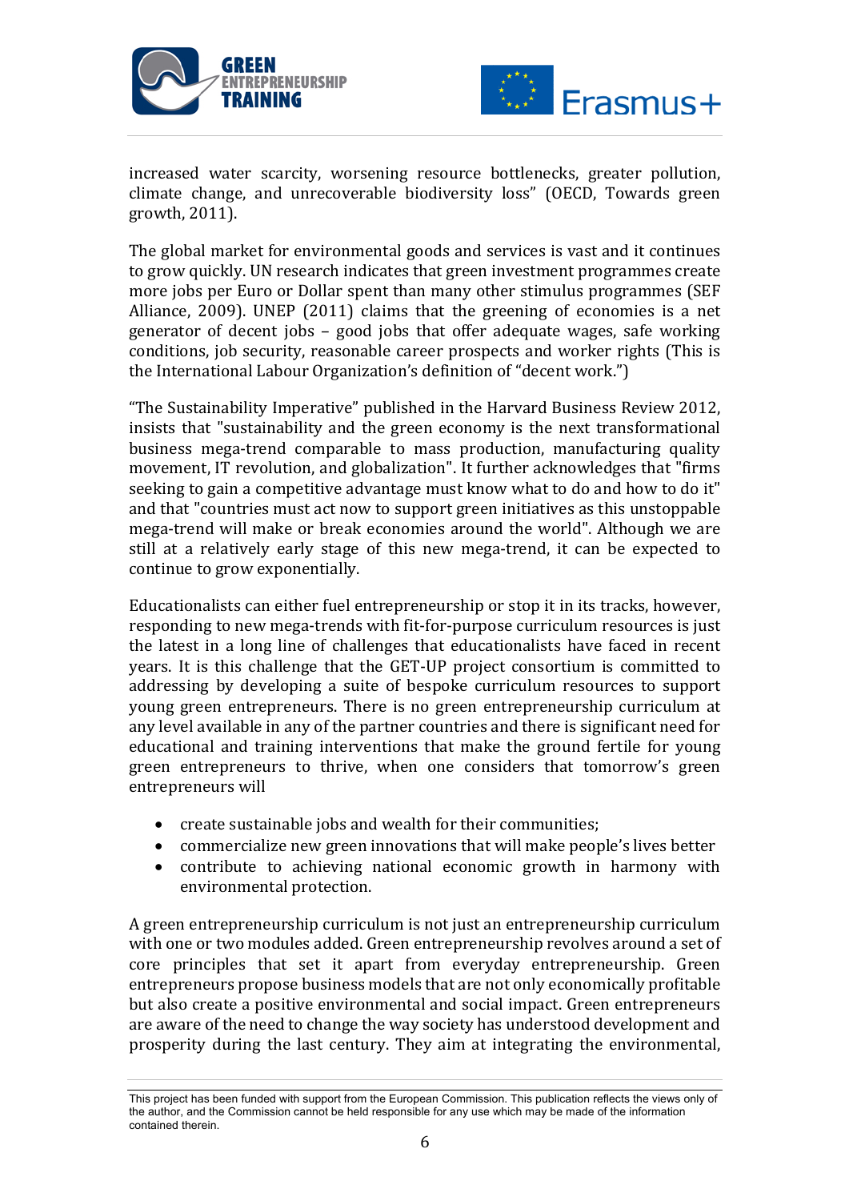increased water scarcity, worsening resource bottlenecks, greater pollution, climate change, and unrecoverable biodiversity loss" (OECD, Towards green growth, 2011).

The global market for environmental goods and services is vast and it continues to grow quickly. UN research indicates that green investment programmes create more jobs per Euro or Dollar spent than many other stimulus programmes (SEF Alliance, 2009). UNEP (2011) claims that the greening of economies is a net generator of decent jobs – good jobs that offer adequate wages, safe working conditions, job security, reasonable career prospects and worker rights (This is the International Labour Organization's definition of "decent work.")

"The Sustainability Imperative" published in the Harvard Business Review 2012, insists that "sustainability and the green economy is the next transformational business mega-trend comparable to mass production, manufacturing quality movement, IT revolution, and globalization". It further acknowledges that "firms seeking to gain a competitive advantage must know what to do and how to do it" and that "countries must act now to support green initiatives as this unstoppable mega-trend will make or break economies around the world". Although we are still at a relatively early stage of this new mega-trend, it can be expected to continue to grow exponentially.

Educationalists can either fuel entrepreneurship or stop it in its tracks, however, responding to new mega-trends with fit-for-purpose curriculum resources is just the latest in a long line of challenges that educationalists have faced in recent years. It is this challenge that the GET-UP project consortium is committed to addressing by developing a suite of bespoke curriculum resources to support young green entrepreneurs. There is no green entrepreneurship curriculum at any level available in any of the partner countries and there is significant need for educational and training interventions that make the ground fertile for young green entrepreneurs to thrive, when one considers that tomorrow's green entrepreneurs will

- create sustainable jobs and wealth for their communities;
- commercialize new green innovations that will make people's lives better
- contribute to achieving national economic growth in harmony with environmental protection.

A green entrepreneurship curriculum is not just an entrepreneurship curriculum with one or two modules added. Green entrepreneurship revolves around a set of core principles that set it apart from everyday entrepreneurship. Green entrepreneurs propose business models that are not only economically profitable but also create a positive environmental and social impact. Green entrepreneurs are aware of the need to change the way society has understood development and prosperity during the last century. They aim at integrating the environmental,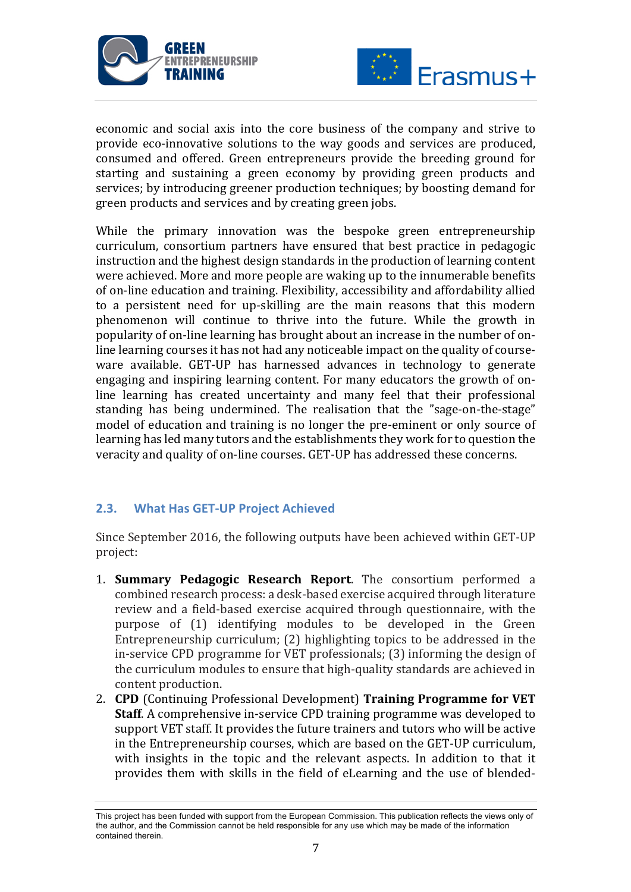economic and social axis into the core business of the company and strive to provide eco-innovative solutions to the way goods and services are produced, consumed and offered. Green entrepreneurs provide the breeding ground for starting and sustaining a green economy by providing green products and services; by introducing greener production techniques; by boosting demand for green products and services and by creating green jobs.

While the primary innovation was the bespoke green entrepreneurship curriculum, consortium partners have ensured that best practice in pedagogic instruction and the highest design standards in the production of learning content were achieved. More and more people are waking up to the innumerable benefits of on-line education and training. Flexibility, accessibility and affordability allied to a persistent need for up-skilling are the main reasons that this modern phenomenon will continue to thrive into the future. While the growth in popularity of on-line learning has brought about an increase in the number of on-line learning courses it has not had any noticeable impact on the quality of course-ware available. GET-UP has harnessed advances in technology to generate engaging and inspiring learning content. For many educators the growth of on-line learning has created uncertainty and many feel that their professional standing has being undermined. The realisation that the "sage-on-the-stage" model of education and training is no longer the pre-eminent or only source of learning has led many tutors and the establishments they work for to question the veracity and quality of on-line courses. GET-UP has addressed these concerns.

### 2.3. What Has GET-UP Project Achieved

Since September 2016, the following outputs have been achieved within GET-UP project:

1. **Summary Pedagogic Research Report**. The consortium performed a combined research process: a desk-based exercise acquired through literature review and a field-based exercise acquired through questionnaire, with the purpose of (1) identifying modules to be developed in the Green Entrepreneurship curriculum; (2) highlighting topics to be addressed in the in-service CPD programme for VET professionals; (3) informing the design of the curriculum modules to ensure that high-quality standards are achieved in content production.
2. **CPD** (Continuing Professional Development) **Training Programme for VET Staff**. A comprehensive in-service CPD training programme was developed to support VET staff. It provides the future trainers and tutors who will be active in the Entrepreneurship courses, which are based on the GET-UP curriculum, with insights in the topic and the relevant aspects. In addition to that it provides them with skills in the field of eLearning and the use of blended-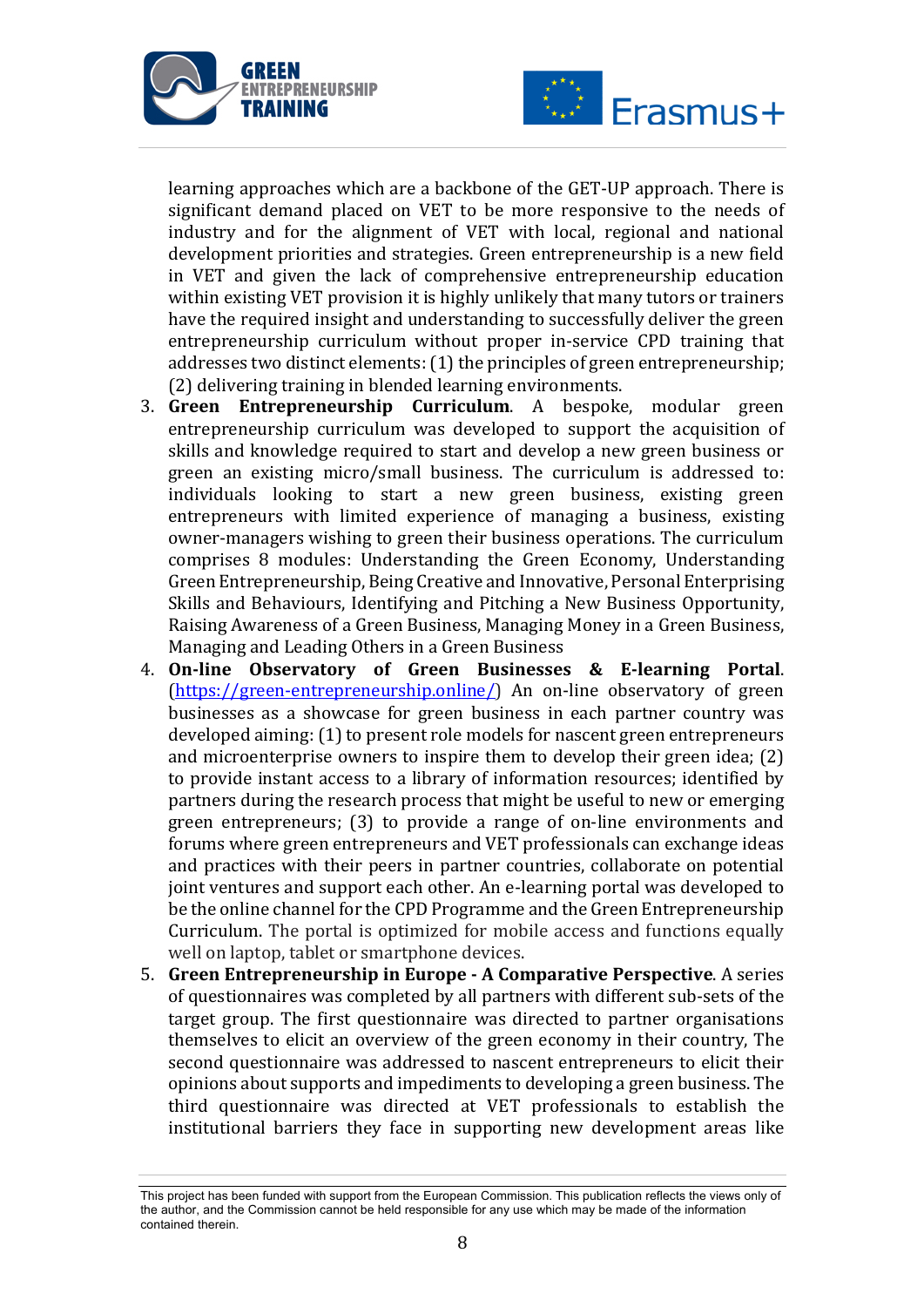learning approaches which are a backbone of the GET-UP approach. There is significant demand placed on VET to be more responsive to the needs of industry and for the alignment of VET with local, regional and national development priorities and strategies. Green entrepreneurship is a new field in VET and given the lack of comprehensive entrepreneurship education within existing VET provision it is highly unlikely that many tutors or trainers have the required insight and understanding to successfully deliver the green entrepreneurship curriculum without proper in-service CPD training that addresses two distinct elements: (1) the principles of green entrepreneurship; (2) delivering training in blended learning environments.

3. **Green Entrepreneurship Curriculum**. A bespoke, modular green entrepreneurship curriculum was developed to support the acquisition of skills and knowledge required to start and develop a new green business or green an existing micro/small business. The curriculum is addressed to: individuals looking to start a new green business, existing green entrepreneurs with limited experience of managing a business, existing owner-managers wishing to green their business operations. The curriculum comprises 8 modules: Understanding the Green Economy, Understanding Green Entrepreneurship, Being Creative and Innovative, Personal Enterprising Skills and Behaviours, Identifying and Pitching a New Business Opportunity, Raising Awareness of a Green Business, Managing Money in a Green Business, Managing and Leading Others in a Green Business
4. **On-line Observatory of Green Businesses & E-learning Portal**. (https://green-entrepreneurship.online/) An on-line observatory of green businesses as a showcase for green business in each partner country was developed aiming: (1) to present role models for nascent green entrepreneurs and microenterprise owners to inspire them to develop their green idea; (2) to provide instant access to a library of information resources; identified by partners during the research process that might be useful to new or emerging green entrepreneurs; (3) to provide a range of on-line environments and forums where green entrepreneurs and VET professionals can exchange ideas and practices with their peers in partner countries, collaborate on potential joint ventures and support each other. An e-learning portal was developed to be the online channel for the CPD Programme and the Green Entrepreneurship Curriculum. The portal is optimized for mobile access and functions equally well on laptop, tablet or smartphone devices.
5. **Green Entrepreneurship in Europe - A Comparative Perspective**. A series of questionnaires was completed by all partners with different sub-sets of the target group. The first questionnaire was directed to partner organisations themselves to elicit an overview of the green economy in their country, The second questionnaire was addressed to nascent entrepreneurs to elicit their opinions about supports and impediments to developing a green business. The third questionnaire was directed at VET professionals to establish the institutional barriers they face in supporting new development areas like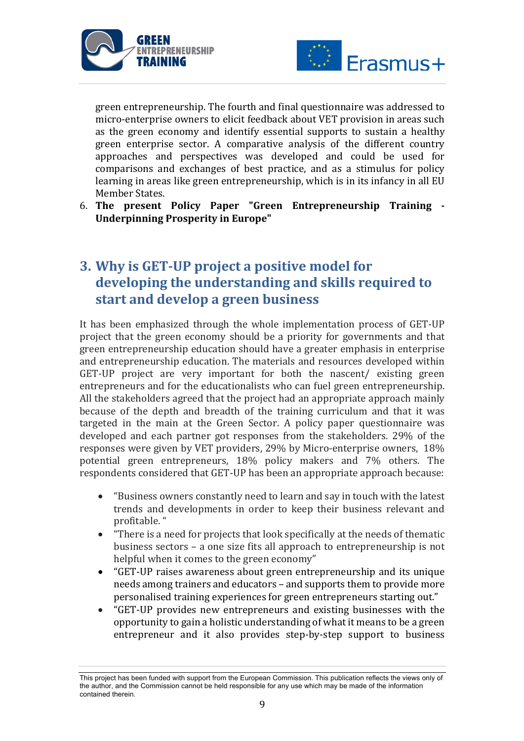green entrepreneurship. The fourth and final questionnaire was addressed to micro-enterprise owners to elicit feedback about VET provision in areas such as the green economy and identify essential supports to sustain a healthy green enterprise sector. A comparative analysis of the different country approaches and perspectives was developed and could be used for comparisons and exchanges of best practice, and as a stimulus for policy learning in areas like green entrepreneurship, which is in its infancy in all EU Member States.

6. **The present Policy Paper "Green Entrepreneurship Training - Underpinning Prosperity in Europe"**

## 3. Why is GET-UP project a positive model for developing the understanding and skills required to start and develop a green business

It has been emphasized through the whole implementation process of GET-UP project that the green economy should be a priority for governments and that green entrepreneurship education should have a greater emphasis in enterprise and entrepreneurship education. The materials and resources developed within GET-UP project are very important for both the nascent/ existing green entrepreneurs and for the educationalists who can fuel green entrepreneurship. All the stakeholders agreed that the project had an appropriate approach mainly because of the depth and breadth of the training curriculum and that it was targeted in the main at the Green Sector. A policy paper questionnaire was developed and each partner got responses from the stakeholders. 29% of the responses were given by VET providers, 29% by Micro-enterprise owners, 18% potential green entrepreneurs, 18% policy makers and 7% others. The respondents considered that GET-UP has been an appropriate approach because:

- "Business owners constantly need to learn and say in touch with the latest trends and developments in order to keep their business relevant and profitable. "
- "There is a need for projects that look specifically at the needs of thematic business sectors – a one size fits all approach to entrepreneurship is not helpful when it comes to the green economy"
- "GET-UP raises awareness about green entrepreneurship and its unique needs among trainers and educators – and supports them to provide more personalised training experiences for green entrepreneurs starting out."
- "GET-UP provides new entrepreneurs and existing businesses with the opportunity to gain a holistic understanding of what it means to be a green entrepreneur and it also provides step-by-step support to business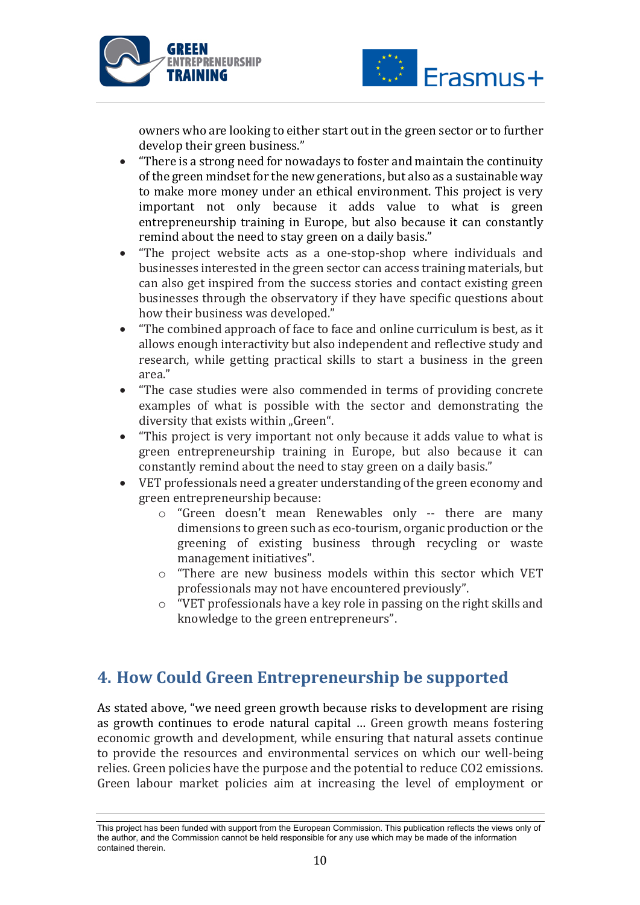owners who are looking to either start out in the green sector or to further develop their green business."

- "There is a strong need for nowadays to foster and maintain the continuity of the green mindset for the new generations, but also as a sustainable way to make more money under an ethical environment. This project is very important not only because it adds value to what is green entrepreneurship training in Europe, but also because it can constantly remind about the need to stay green on a daily basis."
- "The project website acts as a one-stop-shop where individuals and businesses interested in the green sector can access training materials, but can also get inspired from the success stories and contact existing green businesses through the observatory if they have specific questions about how their business was developed."
- "The combined approach of face to face and online curriculum is best, as it allows enough interactivity but also independent and reflective study and research, while getting practical skills to start a business in the green area."
- "The case studies were also commended in terms of providing concrete examples of what is possible with the sector and demonstrating the diversity that exists within „Green".
- "This project is very important not only because it adds value to what is green entrepreneurship training in Europe, but also because it can constantly remind about the need to stay green on a daily basis."
- VET professionals need a greater understanding of the green economy and green entrepreneurship because:
    - "Green doesn't mean Renewables only -- there are many dimensions to green such as eco-tourism, organic production or the greening of existing business through recycling or waste management initiatives".
    - "There are new business models within this sector which VET professionals may not have encountered previously".
    - "VET professionals have a key role in passing on the right skills and knowledge to the green entrepreneurs".

## 4. How Could Green Entrepreneurship be supported

As stated above, "we need green growth because risks to development are rising as growth continues to erode natural capital … Green growth means fostering economic growth and development, while ensuring that natural assets continue to provide the resources and environmental services on which our well-being relies. Green policies have the purpose and the potential to reduce $CO_2$ emissions. Green labour market policies aim at increasing the level of employment or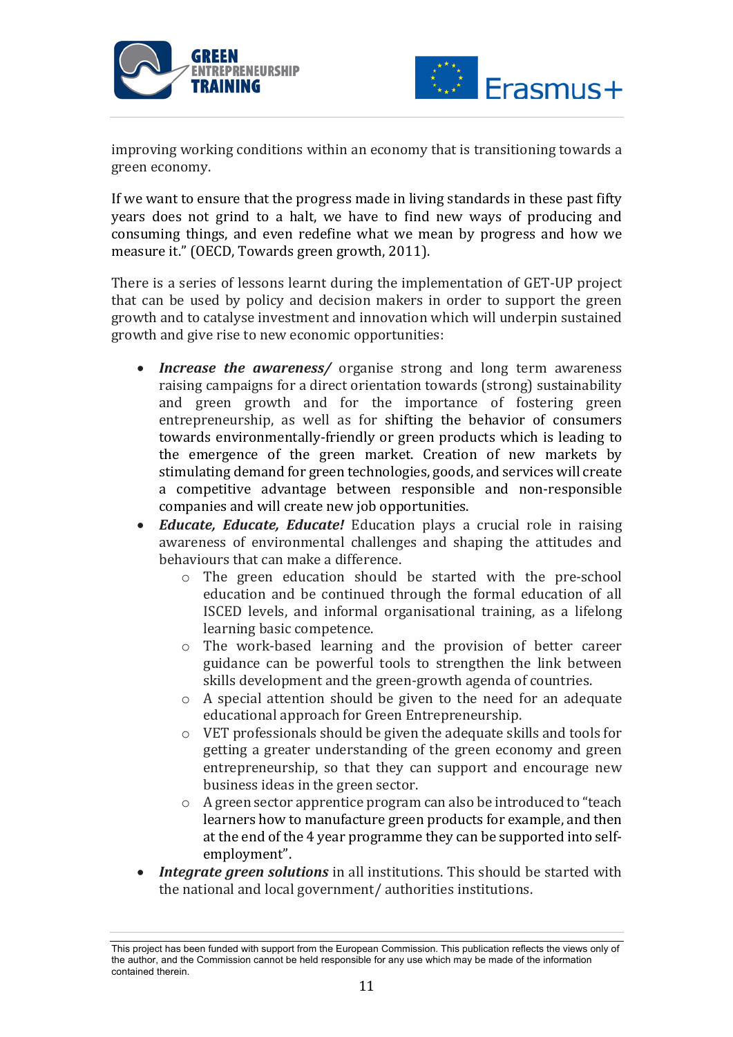improving working conditions within an economy that is transitioning towards a green economy.

If we want to ensure that the progress made in living standards in these past fifty years does not grind to a halt, we have to find new ways of producing and consuming things, and even redefine what we mean by progress and how we measure it." (OECD, Towards green growth, 2011).

There is a series of lessons learnt during the implementation of GET-UP project that can be used by policy and decision makers in order to support the green growth and to catalyse investment and innovation which will underpin sustained growth and give rise to new economic opportunities:

- ***Increase the awareness/*** organise strong and long term awareness raising campaigns for a direct orientation towards (strong) sustainability and green growth and for the importance of fostering green entrepreneurship, as well as for shifting the behavior of consumers towards environmentally-friendly or green products which is leading to the emergence of the green market. Creation of new markets by stimulating demand for green technologies, goods, and services will create a competitive advantage between responsible and non-responsible companies and will create new job opportunities.
- ***Educate, Educate, Educate!*** Education plays a crucial role in raising awareness of environmental challenges and shaping the attitudes and behaviours that can make a difference.
  - The green education should be started with the pre-school education and be continued through the formal education of all ISCED levels, and informal organisational training, as a lifelong learning basic competence.
  - The work-based learning and the provision of better career guidance can be powerful tools to strengthen the link between skills development and the green-growth agenda of countries.
  - A special attention should be given to the need for an adequate educational approach for Green Entrepreneurship.
  - VET professionals should be given the adequate skills and tools for getting a greater understanding of the green economy and green entrepreneurship, so that they can support and encourage new business ideas in the green sector.
  - A green sector apprentice program can also be introduced to "teach learners how to manufacture green products for example, and then at the end of the 4 year programme they can be supported into self-employment".
- ***Integrate green solutions*** in all institutions. This should be started with the national and local government/ authorities institutions.

This project has been funded with support from the European Commission. This publication reflects the views only of the author, and the Commission cannot be held responsible for any use which may be made of the information contained therein.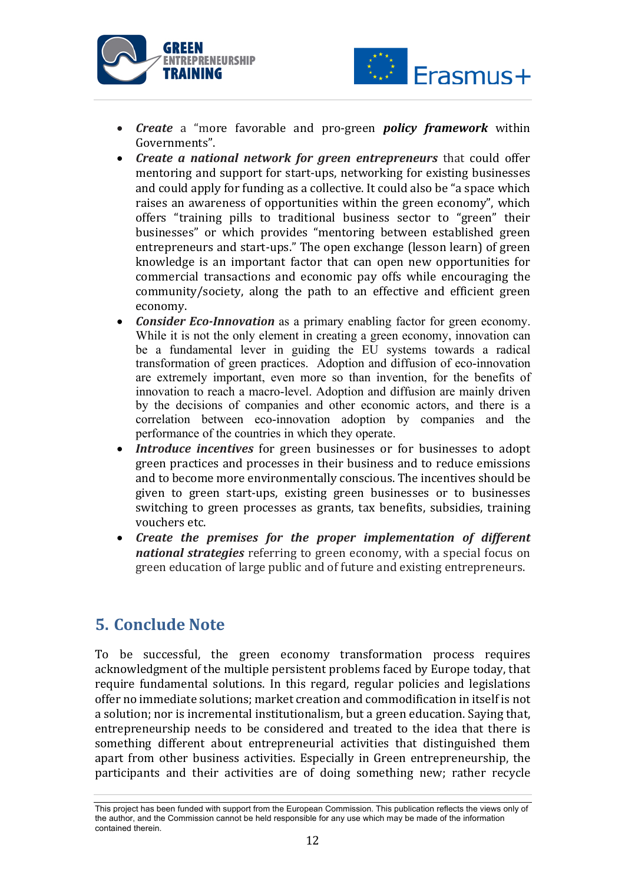- ***Create*** a "more favorable and pro-green ***policy framework*** within Governments".
- ***Create a national network for green entrepreneurs*** that could offer mentoring and support for start-ups, networking for existing businesses and could apply for funding as a collective. It could also be "a space which raises an awareness of opportunities within the green economy", which offers "training pills to traditional business sector to "green" their businesses" or which provides "mentoring between established green entrepreneurs and start-ups." The open exchange (lesson learn) of green knowledge is an important factor that can open new opportunities for commercial transactions and economic pay offs while encouraging the community/society, along the path to an effective and efficient green economy.
- ***Consider Eco-Innovation*** as a primary enabling factor for green economy. While it is not the only element in creating a green economy, innovation can be a fundamental lever in guiding the EU systems towards a radical transformation of green practices. Adoption and diffusion of eco-innovation are extremely important, even more so than invention, for the benefits of innovation to reach a macro-level. Adoption and diffusion are mainly driven by the decisions of companies and other economic actors, and there is a correlation between eco-innovation adoption by companies and the performance of the countries in which they operate.
- ***Introduce incentives*** for green businesses or for businesses to adopt green practices and processes in their business and to reduce emissions and to become more environmentally conscious. The incentives should be given to green start-ups, existing green businesses or to businesses switching to green processes as grants, tax benefits, subsidies, training vouchers etc.
- ***Create the premises for the proper implementation of different national strategies*** referring to green economy, with a special focus on green education of large public and of future and existing entrepreneurs.

## 5. Conclude Note

To be successful, the green economy transformation process requires acknowledgment of the multiple persistent problems faced by Europe today, that require fundamental solutions. In this regard, regular policies and legislations offer no immediate solutions; market creation and commodification in itself is not a solution; nor is incremental institutionalism, but a green education. Saying that, entrepreneurship needs to be considered and treated to the idea that there is something different about entrepreneurial activities that distinguished them apart from other business activities. Especially in Green entrepreneurship, the participants and their activities are of doing something new; rather recycle

This project has been funded with support from the European Commission. This publication reflects the views only of the author, and the Commission cannot be held responsible for any use which may be made of the information contained therein.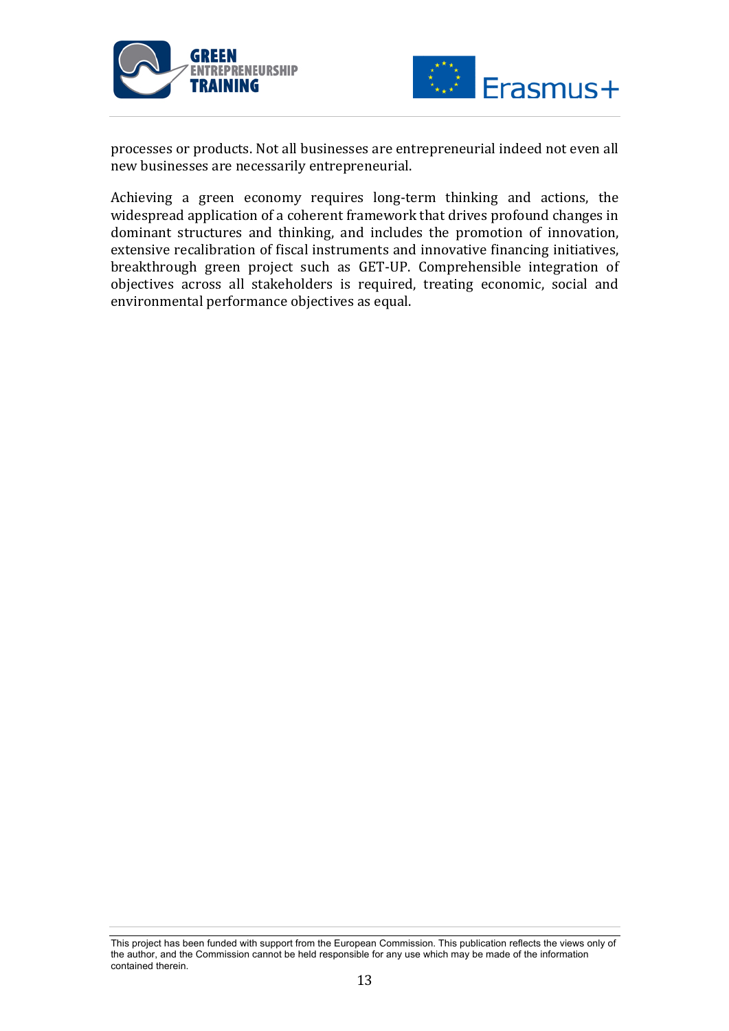processes or products. Not all businesses are entrepreneurial indeed not even all new businesses are necessarily entrepreneurial.

Achieving a green economy requires long-term thinking and actions, the widespread application of a coherent framework that drives profound changes in dominant structures and thinking, and includes the promotion of innovation, extensive recalibration of fiscal instruments and innovative financing initiatives, breakthrough green project such as GET-UP. Comprehensible integration of objectives across all stakeholders is required, treating economic, social and environmental performance objectives as equal.